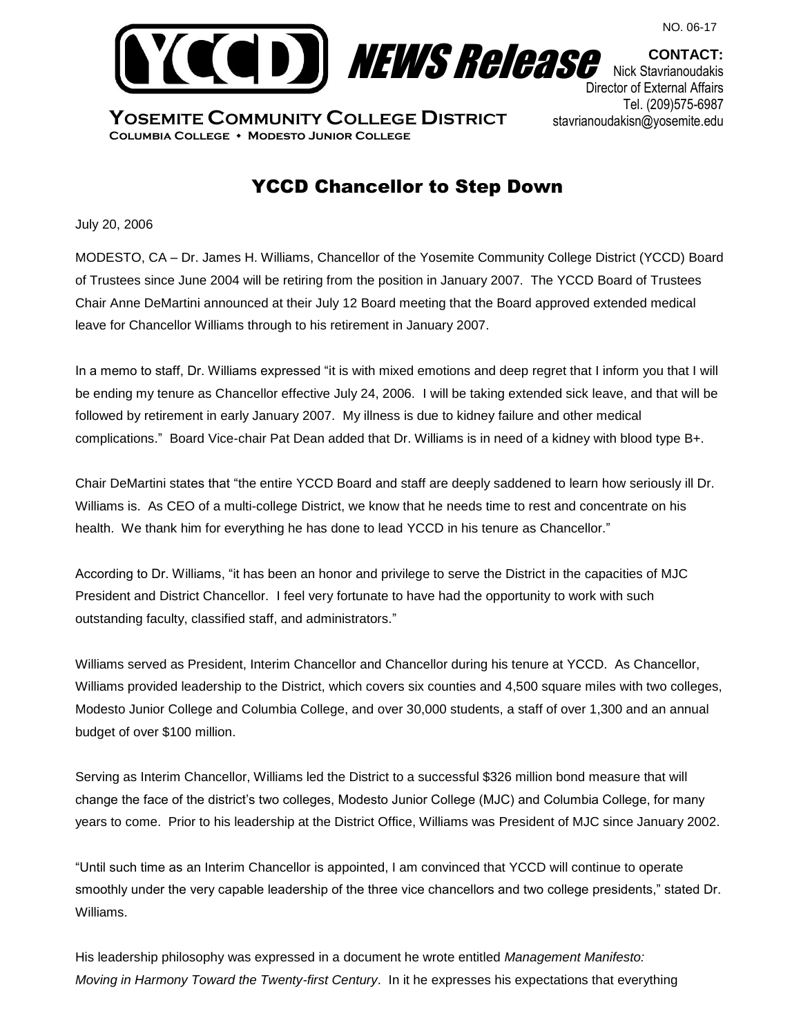NO. 06-17

**YCCD** *NEWS Release*

**CONTACT:**
Nick Stavrianoudakis
Director of External Affairs
Tel. (209)575-6987
stavrianoudakisn@yosemite.edu

**Yosemite Community College District**
**Columbia College • Modesto Junior College**

# YCCD Chancellor to Step Down

July 20, 2006

MODESTO, CA – Dr. James H. Williams, Chancellor of the Yosemite Community College District (YCCD) Board of Trustees since June 2004 will be retiring from the position in January 2007. The YCCD Board of Trustees Chair Anne DeMartini announced at their July 12 Board meeting that the Board approved extended medical leave for Chancellor Williams through to his retirement in January 2007.

In a memo to staff, Dr. Williams expressed "it is with mixed emotions and deep regret that I inform you that I will be ending my tenure as Chancellor effective July 24, 2006. I will be taking extended sick leave, and that will be followed by retirement in early January 2007. My illness is due to kidney failure and other medical complications." Board Vice-chair Pat Dean added that Dr. Williams is in need of a kidney with blood type B+.

Chair DeMartini states that "the entire YCCD Board and staff are deeply saddened to learn how seriously ill Dr. Williams is. As CEO of a multi-college District, we know that he needs time to rest and concentrate on his health. We thank him for everything he has done to lead YCCD in his tenure as Chancellor."

According to Dr. Williams, "it has been an honor and privilege to serve the District in the capacities of MJC President and District Chancellor. I feel very fortunate to have had the opportunity to work with such outstanding faculty, classified staff, and administrators."

Williams served as President, Interim Chancellor and Chancellor during his tenure at YCCD. As Chancellor, Williams provided leadership to the District, which covers six counties and 4,500 square miles with two colleges, Modesto Junior College and Columbia College, and over 30,000 students, a staff of over 1,300 and an annual budget of over $100 million.

Serving as Interim Chancellor, Williams led the District to a successful $326 million bond measure that will change the face of the district's two colleges, Modesto Junior College (MJC) and Columbia College, for many years to come. Prior to his leadership at the District Office, Williams was President of MJC since January 2002.

"Until such time as an Interim Chancellor is appointed, I am convinced that YCCD will continue to operate smoothly under the very capable leadership of the three vice chancellors and two college presidents," stated Dr. Williams.

His leadership philosophy was expressed in a document he wrote entitled *Management Manifesto: Moving in Harmony Toward the Twenty-first Century*. In it he expresses his expectations that everything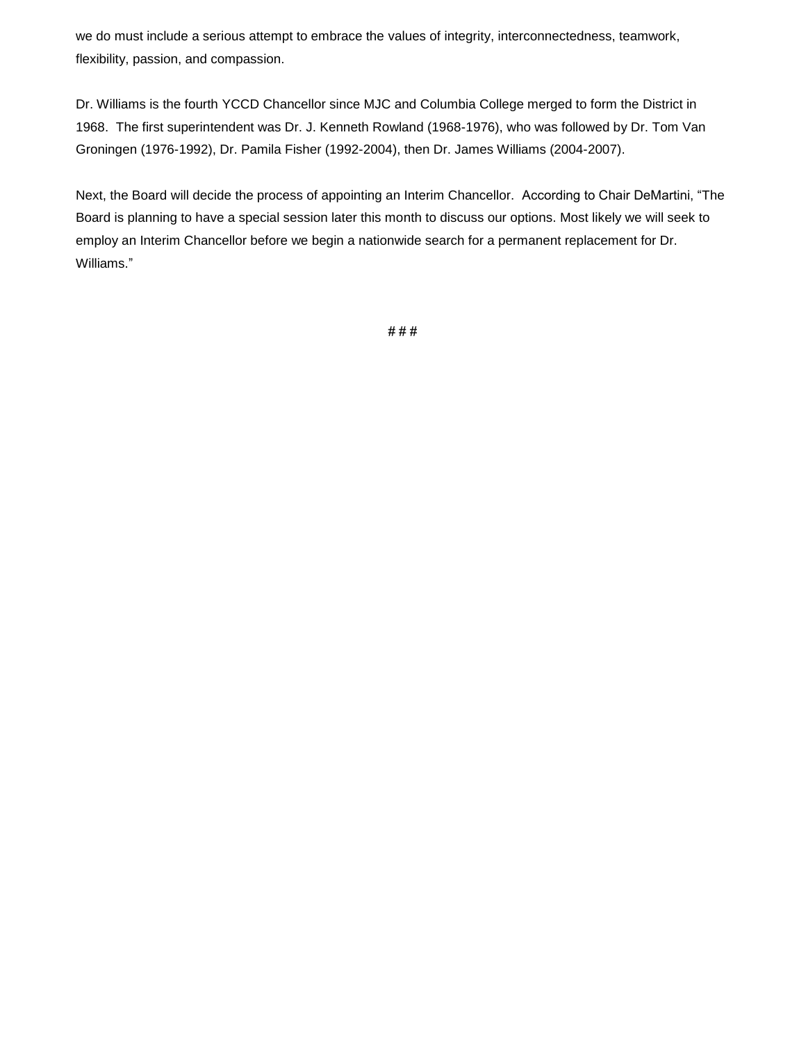we do must include a serious attempt to embrace the values of integrity, interconnectedness, teamwork, flexibility, passion, and compassion.

Dr. Williams is the fourth YCCD Chancellor since MJC and Columbia College merged to form the District in 1968. The first superintendent was Dr. J. Kenneth Rowland (1968-1976), who was followed by Dr. Tom Van Groningen (1976-1992), Dr. Pamila Fisher (1992-2004), then Dr. James Williams (2004-2007).

Next, the Board will decide the process of appointing an Interim Chancellor. According to Chair DeMartini, "The Board is planning to have a special session later this month to discuss our options. Most likely we will seek to employ an Interim Chancellor before we begin a nationwide search for a permanent replacement for Dr. Williams."

# # #